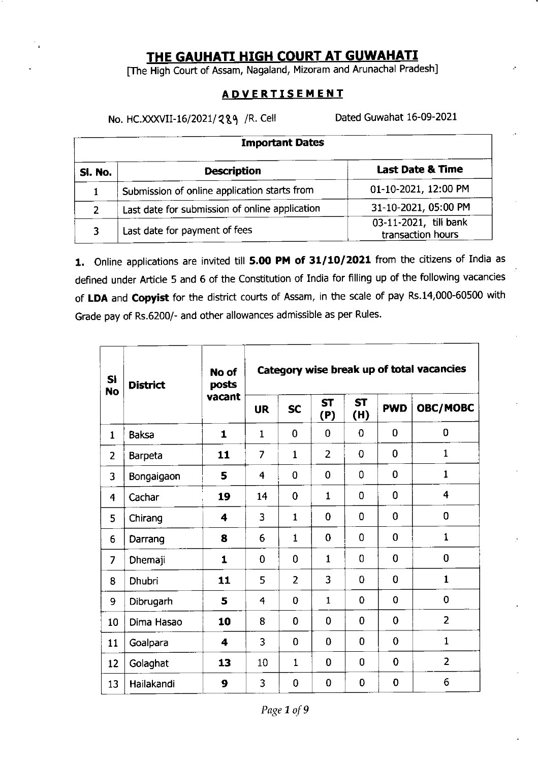# THE GAUHATI HIGH COURT AT GUWAHATI

[The High Court of Assam, Nagaland, Mizoram and Arunachal Pradesh]

## ADVERTISEMENT

No. HC.XXXVII-16/2021/২৪৭ /R. Cell Dated Guwahat 16-09-2021

| Important Dates | | |
|---|---|---|
| **Sl. No.** | **Description** | **Last Date & Time** |
| 1 | Submission of online application starts from | 01-10-2021, 12:00 PM |
| 2 | Last date for submission of online application | 31-10-2021, 05:00 PM |
| 3 | Last date for payment of fees | 03-11-2021, till bank transaction hours |

**1.** Online applications are invited till **5.00 PM of 31/10/2021** from the citizens of India as defined under Article 5 and 6 of the Constitution of India for filling up of the following vacancies of **LDA** and **Copyist** for the district courts of Assam, in the scale of pay Rs.14,000-60500 with Grade pay of Rs.6200/- and other allowances admissible as per Rules.

| Sl No | District | No of posts vacant | Category wise break up of total vacancies | | | | | |
|---|---|---|---|---|---|---|---|---|
| | | | UR | SC | ST (P) | ST (H) | PWD | OBC/MOBC |
| 1 | Baksa | **1** | 1 | 0 | 0 | 0 | 0 | 0 |
| 2 | Barpeta | **11** | 7 | 1 | 2 | 0 | 0 | 1 |
| 3 | Bongaigaon | **5** | 4 | 0 | 0 | 0 | 0 | 1 |
| 4 | Cachar | **19** | 14 | 0 | 1 | 0 | 0 | 4 |
| 5 | Chirang | **4** | 3 | 1 | 0 | 0 | 0 | 0 |
| 6 | Darrang | **8** | 6 | 1 | 0 | 0 | 0 | 1 |
| 7 | Dhemaji | **1** | 0 | 0 | 1 | 0 | 0 | 0 |
| 8 | Dhubri | **11** | 5 | 2 | 3 | 0 | 0 | 1 |
| 9 | Dibrugarh | **5** | 4 | 0 | 1 | 0 | 0 | 0 |
| 10 | Dima Hasao | **10** | 8 | 0 | 0 | 0 | 0 | 2 |
| 11 | Goalpara | **4** | 3 | 0 | 0 | 0 | 0 | 1 |
| 12 | Golaghat | **13** | 10 | 1 | 0 | 0 | 0 | 2 |
| 13 | Hailakandi | **9** | 3 | 0 | 0 | 0 | 0 | 6 |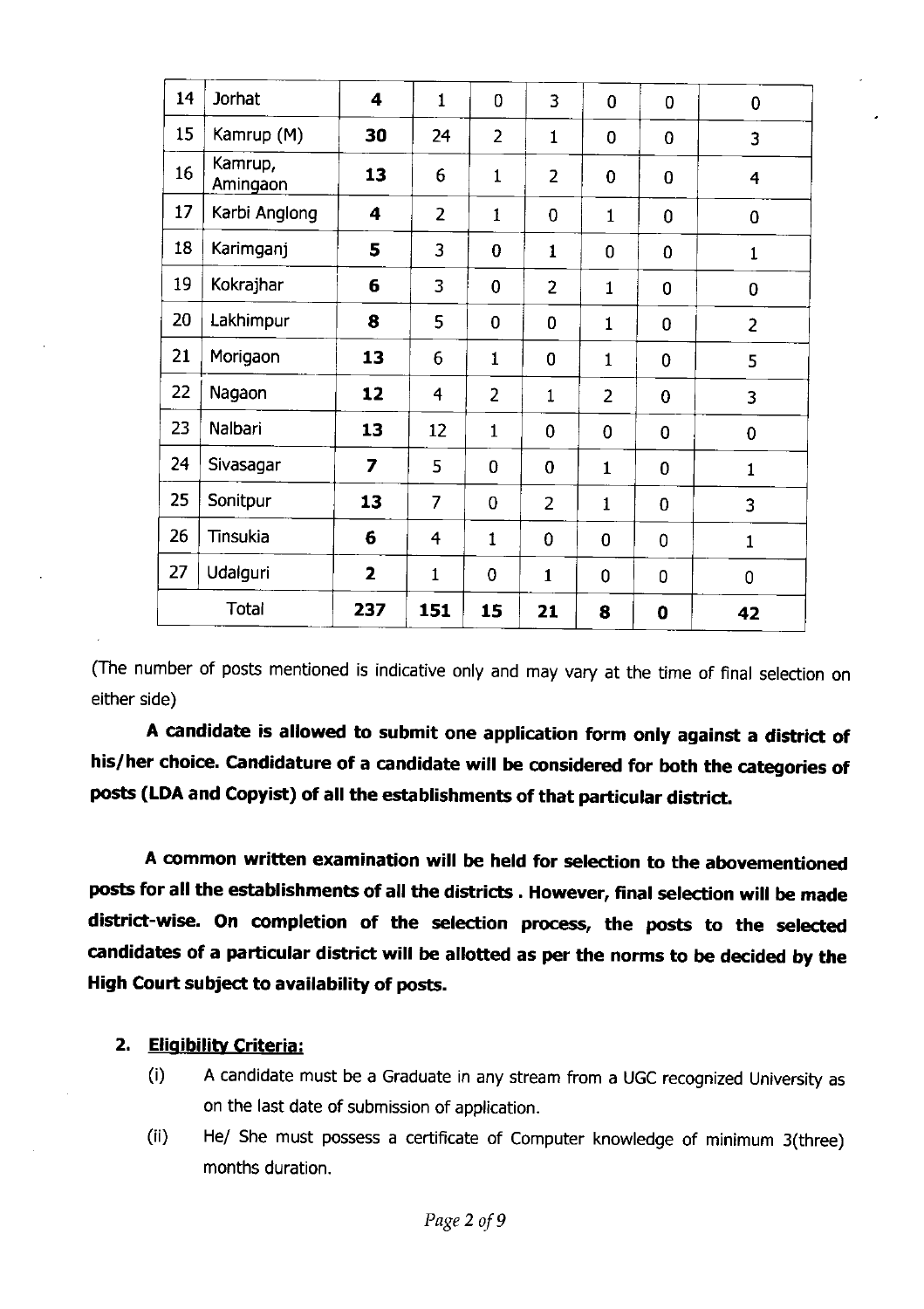| | | | | | | | | |
|---|---|---|---|---|---|---|---|---|
| 14 | Jorhat | **4** | 1 | 0 | 3 | 0 | 0 | 0 |
| 15 | Kamrup (M) | **30** | 24 | 2 | 1 | 0 | 0 | 3 |
| 16 | Kamrup, Amingaon | **13** | 6 | 1 | 2 | 0 | 0 | 4 |
| 17 | Karbi Anglong | **4** | 2 | 1 | 0 | 1 | 0 | 0 |
| 18 | Karimganj | **5** | 3 | 0 | 1 | 0 | 0 | 1 |
| 19 | Kokrajhar | **6** | 3 | 0 | 2 | 1 | 0 | 0 |
| 20 | Lakhimpur | **8** | 5 | 0 | 0 | 1 | 0 | 2 |
| 21 | Morigaon | **13** | 6 | 1 | 0 | 1 | 0 | 5 |
| 22 | Nagaon | **12** | 4 | 2 | 1 | 2 | 0 | 3 |
| 23 | Nalbari | **13** | 12 | 1 | 0 | 0 | 0 | 0 |
| 24 | Sivasagar | **7** | 5 | 0 | 0 | 1 | 0 | 1 |
| 25 | Sonitpur | **13** | 7 | 0 | 2 | 1 | 0 | 3 |
| 26 | Tinsukia | **6** | 4 | 1 | 0 | 0 | 0 | 1 |
| 27 | Udalguri | **2** | 1 | 0 | 1 | 0 | 0 | 0 |
| | Total | **237** | **151** | **15** | **21** | **8** | **0** | **42** |

(The number of posts mentioned is indicative only and may vary at the time of final selection on either side)

**A candidate is allowed to submit one application form only against a district of his/her choice. Candidature of a candidate will be considered for both the categories of posts (LDA and Copyist) of all the establishments of that particular district.**

**A common written examination will be held for selection to the abovementioned posts for all the establishments of all the districts . However, final selection will be made district-wise. On completion of the selection process, the posts to the selected candidates of a particular district will be allotted as per the norms to be decided by the High Court subject to availability of posts.**

**2. Eligibility Criteria:**

(i) A candidate must be a Graduate in any stream from a UGC recognized University as on the last date of submission of application.

(ii) He/ She must possess a certificate of Computer knowledge of minimum 3(three) months duration.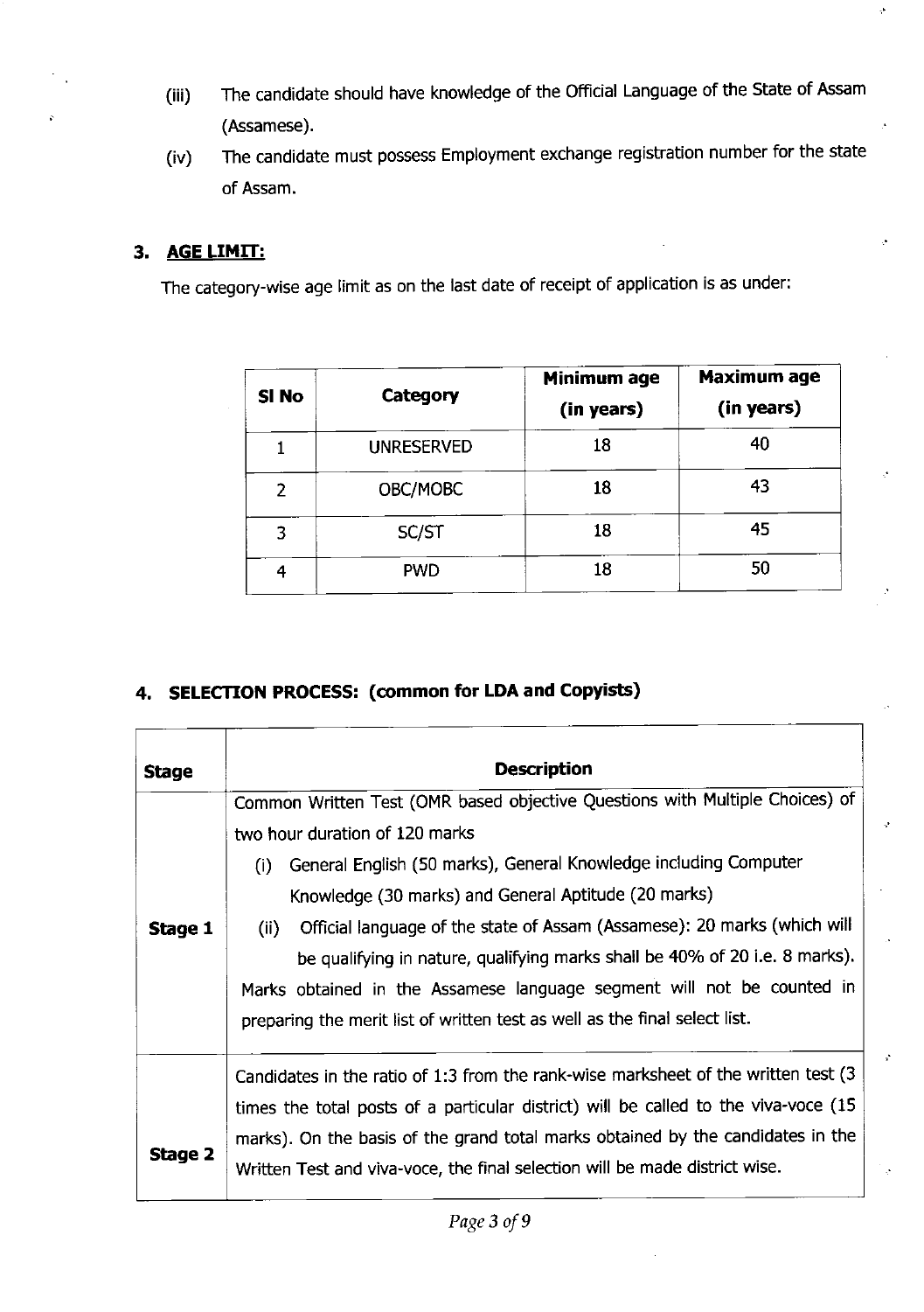(iii) The candidate should have knowledge of the Official Language of the State of Assam (Assamese).

(iv) The candidate must possess Employment exchange registration number for the state of Assam.

### 3. AGE LIMIT:

The category-wise age limit as on the last date of receipt of application is as under:

| Sl No | Category | Minimum age (in years) | Maximum age (in years) |
|---|---|---|---|
| 1 | UNRESERVED | 18 | 40 |
| 2 | OBC/MOBC | 18 | 43 |
| 3 | SC/ST | 18 | 45 |
| 4 | PWD | 18 | 50 |

### 4. SELECTION PROCESS: (common for LDA and Copyists)

| Stage | Description |
|---|---|
| **Stage 1** | Common Written Test (OMR based objective Questions with Multiple Choices) of two hour duration of 120 marks<br>(i) General English (50 marks), General Knowledge including Computer Knowledge (30 marks) and General Aptitude (20 marks)<br>(ii) Official language of the state of Assam (Assamese): 20 marks (which will be qualifying in nature, qualifying marks shall be 40% of 20 i.e. 8 marks).<br>Marks obtained in the Assamese language segment will not be counted in preparing the merit list of written test as well as the final select list. |
| **Stage 2** | Candidates in the ratio of 1:3 from the rank-wise marksheet of the written test (3 times the total posts of a particular district) will be called to the viva-voce (15 marks). On the basis of the grand total marks obtained by the candidates in the Written Test and viva-voce, the final selection will be made district wise. |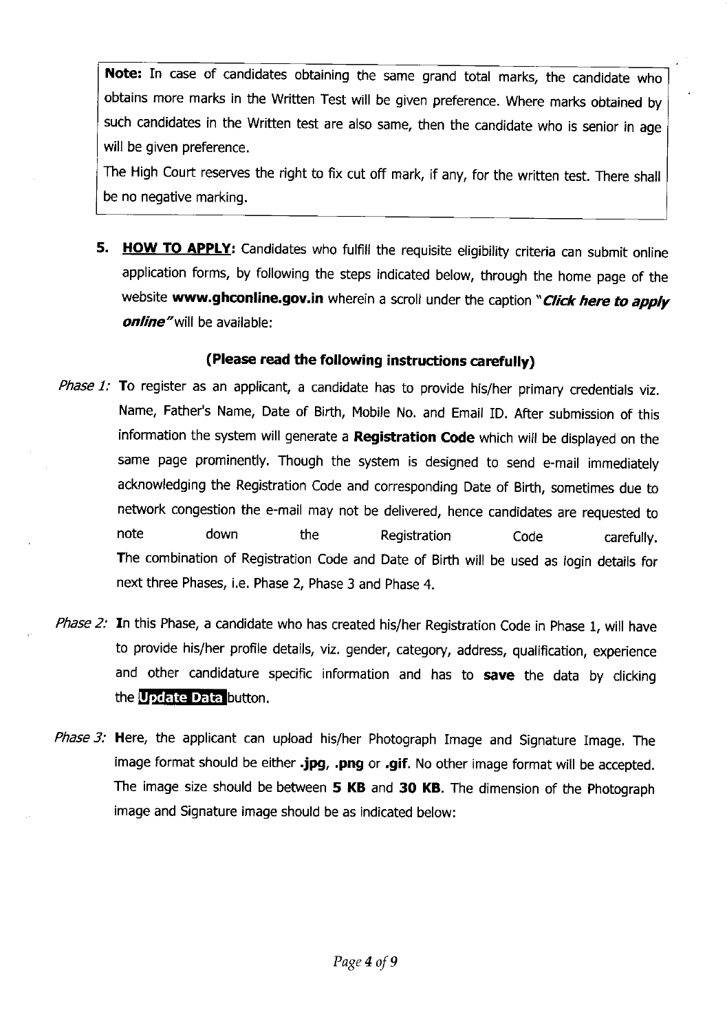**Note:** In case of candidates obtaining the same grand total marks, the candidate who obtains more marks in the Written Test will be given preference. Where marks obtained by such candidates in the Written test are also same, then the candidate who is senior in age will be given preference.

The High Court reserves the right to fix cut off mark, if any, for the written test. There shall be no negative marking.

5. **HOW TO APPLY:** Candidates who fulfill the requisite eligibility criteria can submit online application forms, by following the steps indicated below, through the home page of the website **www.ghconline.gov.in** wherein a scroll under the caption "***Click here to apply online***" will be available:

**(Please read the following instructions carefully)**

*Phase 1:* To register as an applicant, a candidate has to provide his/her primary credentials viz. Name, Father's Name, Date of Birth, Mobile No. and Email ID. After submission of this information the system will generate a **Registration Code** which will be displayed on the same page prominently. Though the system is designed to send e-mail immediately acknowledging the Registration Code and corresponding Date of Birth, sometimes due to network congestion the e-mail may not be delivered, hence candidates are requested to note down the Registration Code carefully. The combination of Registration Code and Date of Birth will be used as login details for next three Phases, i.e. Phase 2, Phase 3 and Phase 4.

*Phase 2:* In this Phase, a candidate who has created his/her Registration Code in Phase 1, will have to provide his/her profile details, viz. gender, category, address, qualification, experience and other candidature specific information and has to **save** the data by clicking the **Update Data** button.

*Phase 3:* Here, the applicant can upload his/her Photograph Image and Signature Image. The image format should be either **.jpg**, **.png** or **.gif**. No other image format will be accepted. The image size should be between **5 KB** and **30 KB**. The dimension of the Photograph image and Signature image should be as indicated below: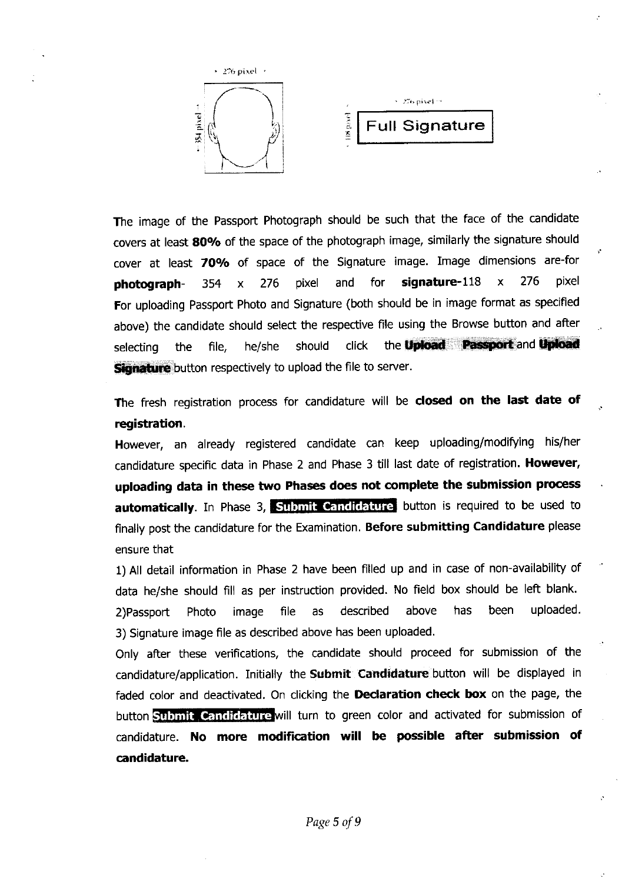276 pixel

354 pixel

276 pixel

118 pixel

Full Signature

The image of the Passport Photograph should be such that the face of the candidate covers at least **80%** of the space of the photograph image, similarly the signature should cover at least **70%** of space of the Signature image. Image dimensions are-for **photograph**- 354 x 276 pixel and for **signature**-118 x 276 pixel For uploading Passport Photo and Signature (both should be in image format as specified above) the candidate should select the respective file using the Browse button and after selecting the file, he/she should click the **Upload Passport** and **Upload Signature** button respectively to upload the file to server.

The fresh registration process for candidature will be **closed on the last date of registration**.

However, an already registered candidate can keep uploading/modifying his/her candidature specific data in Phase 2 and Phase 3 till last date of registration. **However, uploading data in these two Phases does not complete the submission process automatically**. In Phase 3, **Submit Candidature** button is required to be used to finally post the candidature for the Examination. **Before submitting Candidature** please ensure that

1) All detail information in Phase 2 have been filled up and in case of non-availability of data he/she should fill as per instruction provided. No field box should be left blank.
2) Passport Photo image file as described above has been uploaded.
3) Signature image file as described above has been uploaded.

Only after these verifications, the candidate should proceed for submission of the candidature/application. Initially the **Submit Candidature** button will be displayed in faded color and deactivated. On clicking the **Declaration check box** on the page, the button **Submit Candidature** will turn to green color and activated for submission of candidature. **No more modification will be possible after submission of candidature.**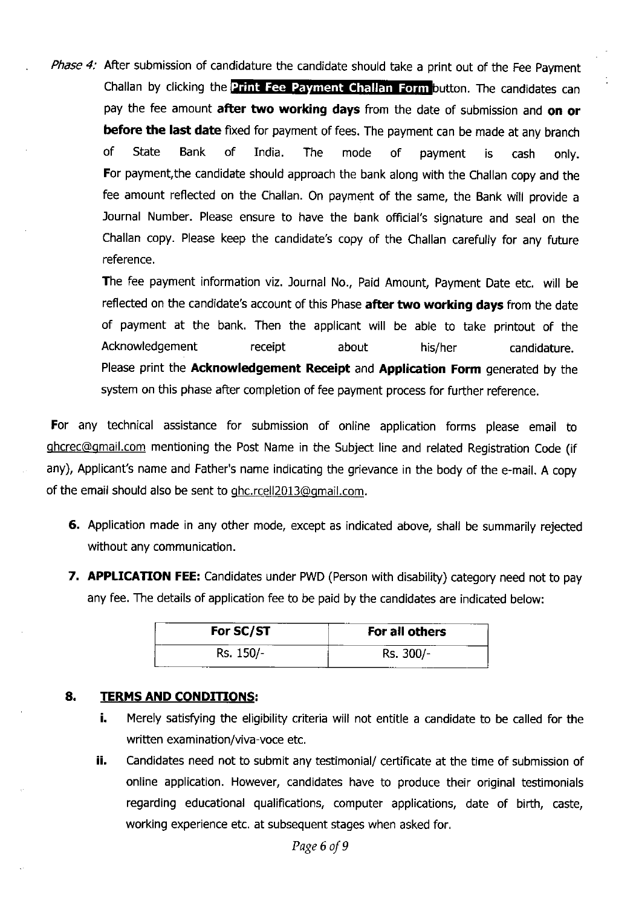*Phase 4:* After submission of candidature the candidate should take a print out of the Fee Payment Challan by clicking the **Print Fee Payment Challan Form** button. The candidates can pay the fee amount **after two working days** from the date of submission and **on or before the last date** fixed for payment of fees. The payment can be made at any branch of State Bank of India. The mode of payment is cash only. For payment,the candidate should approach the bank along with the Challan copy and the fee amount reflected on the Challan. On payment of the same, the Bank will provide a Journal Number. Please ensure to have the bank official's signature and seal on the Challan copy. Please keep the candidate's copy of the Challan carefully for any future reference.

The fee payment information viz. Journal No., Paid Amount, Payment Date etc. will be reflected on the candidate's account of this Phase **after two working days** from the date of payment at the bank. Then the applicant will be able to take printout of the Acknowledgement receipt about his/her candidature. Please print the **Acknowledgement Receipt** and **Application Form** generated by the system on this phase after completion of fee payment process for further reference.

For any technical assistance for submission of online application forms please email to ghcrec@gmail.com mentioning the Post Name in the Subject line and related Registration Code (if any), Applicant's name and Father's name indicating the grievance in the body of the e-mail. A copy of the email should also be sent to ghc.rcell2013@gmail.com.

**6.** Application made in any other mode, except as indicated above, shall be summarily rejected without any communication.

**7. APPLICATION FEE:** Candidates under PWD (Person with disability) category need not to pay any fee. The details of application fee to be paid by the candidates are indicated below:

| For SC/ST | For all others |
|---|---|
| Rs. 150/- | Rs. 300/- |

**8. TERMS AND CONDITIONS:**

**i.** Merely satisfying the eligibility criteria will not entitle a candidate to be called for the written examination/viva-voce etc.

**ii.** Candidates need not to submit any testimonial/ certificate at the time of submission of online application. However, candidates have to produce their original testimonials regarding educational qualifications, computer applications, date of birth, caste, working experience etc. at subsequent stages when asked for.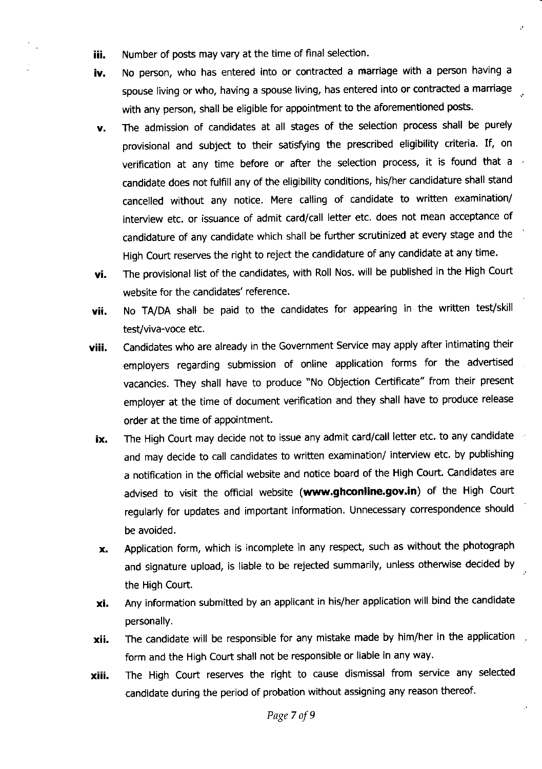**iii.** Number of posts may vary at the time of final selection.

**iv.** No person, who has entered into or contracted a marriage with a person having a spouse living or who, having a spouse living, has entered into or contracted a marriage with any person, shall be eligible for appointment to the aforementioned posts.

**v.** The admission of candidates at all stages of the selection process shall be purely provisional and subject to their satisfying the prescribed eligibility criteria. If, on verification at any time before or after the selection process, it is found that a candidate does not fulfill any of the eligibility conditions, his/her candidature shall stand cancelled without any notice. Mere calling of candidate to written examination/ interview etc. or issuance of admit card/call letter etc. does not mean acceptance of candidature of any candidate which shall be further scrutinized at every stage and the High Court reserves the right to reject the candidature of any candidate at any time.

**vi.** The provisional list of the candidates, with Roll Nos. will be published in the High Court website for the candidates' reference.

**vii.** No TA/DA shall be paid to the candidates for appearing in the written test/skill test/viva-voce etc.

**viii.** Candidates who are already in the Government Service may apply after intimating their employers regarding submission of online application forms for the advertised vacancies. They shall have to produce "No Objection Certificate" from their present employer at the time of document verification and they shall have to produce release order at the time of appointment.

**ix.** The High Court may decide not to issue any admit card/call letter etc. to any candidate and may decide to call candidates to written examination/ interview etc. by publishing a notification in the official website and notice board of the High Court. Candidates are advised to visit the official website (**www.ghconline.gov.in**) of the High Court regularly for updates and important information. Unnecessary correspondence should be avoided.

**x.** Application form, which is incomplete in any respect, such as without the photograph and signature upload, is liable to be rejected summarily, unless otherwise decided by the High Court.

**xi.** Any information submitted by an applicant in his/her application will bind the candidate personally.

**xii.** The candidate will be responsible for any mistake made by him/her in the application form and the High Court shall not be responsible or liable in any way.

**xiii.** The High Court reserves the right to cause dismissal from service any selected candidate during the period of probation without assigning any reason thereof.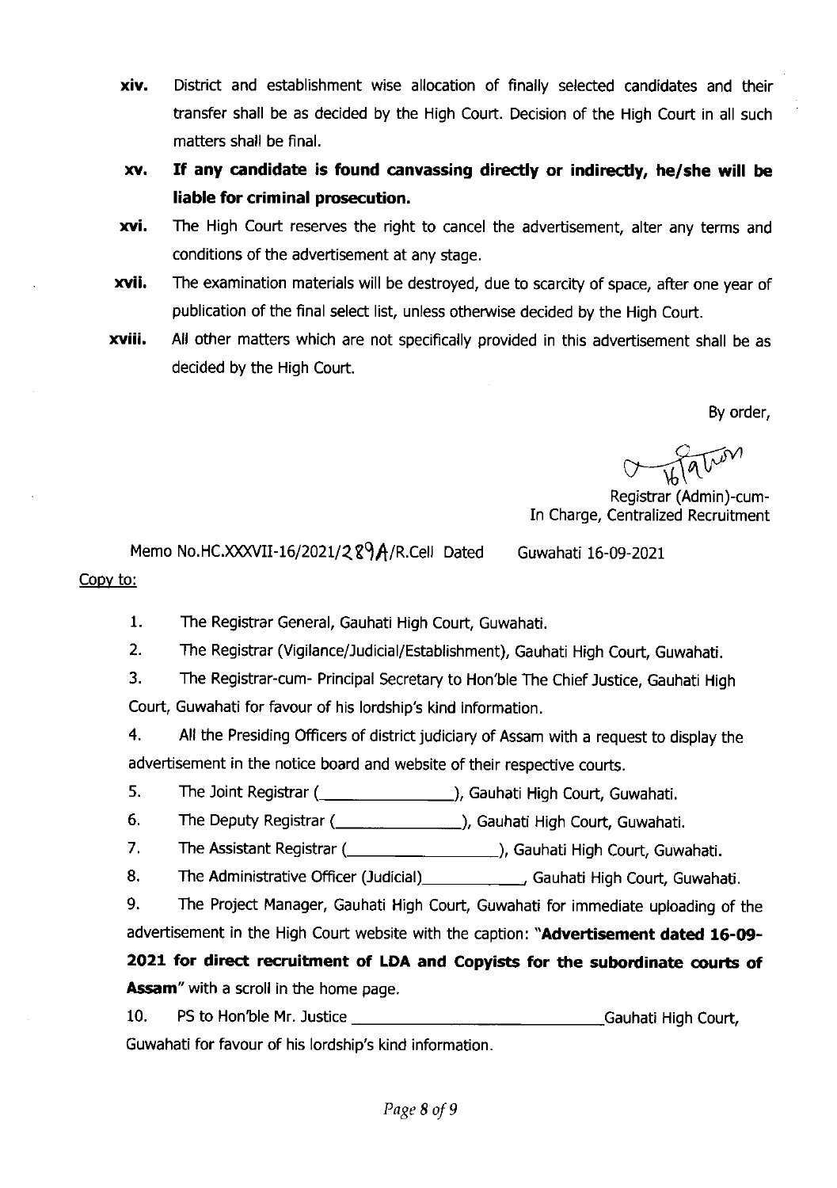**xiv.** District and establishment wise allocation of finally selected candidates and their transfer shall be as decided by the High Court. Decision of the High Court in all such matters shall be final.

**xv.** **If any candidate is found canvassing directly or indirectly, he/she will be liable for criminal prosecution.**

**xvi.** The High Court reserves the right to cancel the advertisement, alter any terms and conditions of the advertisement at any stage.

**xvii.** The examination materials will be destroyed, due to scarcity of space, after one year of publication of the final select list, unless otherwise decided by the High Court.

**xviii.** All other matters which are not specifically provided in this advertisement shall be as decided by the High Court.

By order,

16/9

Registrar (Admin)-cum-
In Charge, Centralized Recruitment

Memo No.HC.XXXVII-16/2021/289A/R.Cell Dated Guwahati 16-09-2021

Copy to:

1. The Registrar General, Gauhati High Court, Guwahati.
2. The Registrar (Vigilance/Judicial/Establishment), Gauhati High Court, Guwahati.
3. The Registrar-cum- Principal Secretary to Hon'ble The Chief Justice, Gauhati High Court, Guwahati for favour of his lordship's kind information.
4. All the Presiding Officers of district judiciary of Assam with a request to display the advertisement in the notice board and website of their respective courts.
5. The Joint Registrar (________________), Gauhati High Court, Guwahati.
6. The Deputy Registrar (_______________), Gauhati High Court, Guwahati.
7. The Assistant Registrar (__________________), Gauhati High Court, Guwahati.
8. The Administrative Officer (Judicial)____________, Gauhati High Court, Guwahati.
9. The Project Manager, Gauhati High Court, Guwahati for immediate uploading of the advertisement in the High Court website with the caption: "**Advertisement dated 16-09-2021 for direct recruitment of LDA and Copyists for the subordinate courts of Assam**" with a scroll in the home page.
10. PS to Hon'ble Mr. Justice ______________________________Gauhati High Court, Guwahati for favour of his lordship's kind information.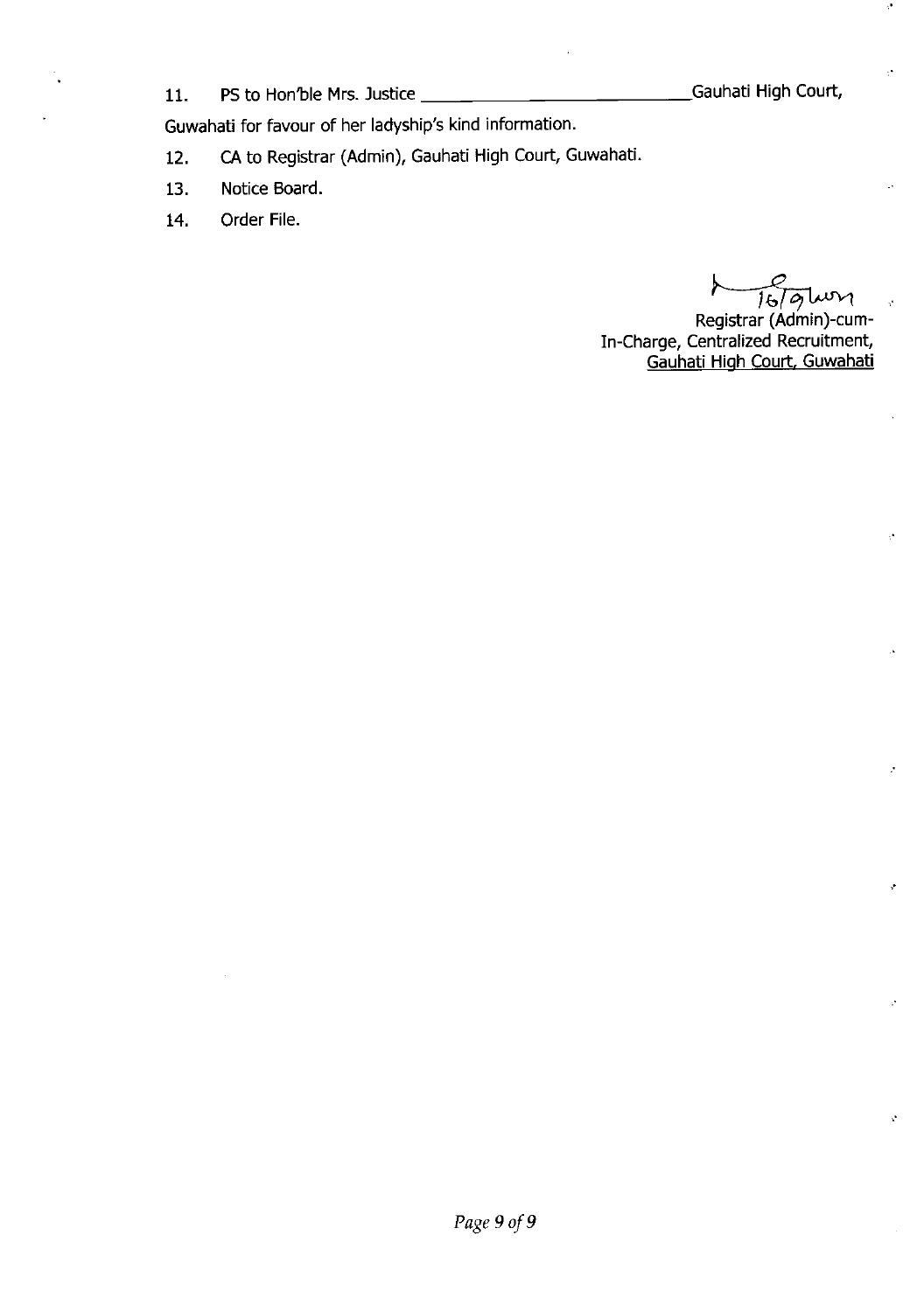11. PS to Hon'ble Mrs. Justice \_\_\_\_\_\_\_\_\_\_\_\_\_\_\_\_\_\_\_\_\_\_\_\_\_\_\_\_\_\_ Gauhati High Court, Guwahati for favour of her ladyship's kind information.
12. CA to Registrar (Admin), Gauhati High Court, Guwahati.
13. Notice Board.
14. Order File.

16/9

Registrar (Admin)-cum-
In-Charge, Centralized Recruitment,
Gauhati High Court, Guwahati